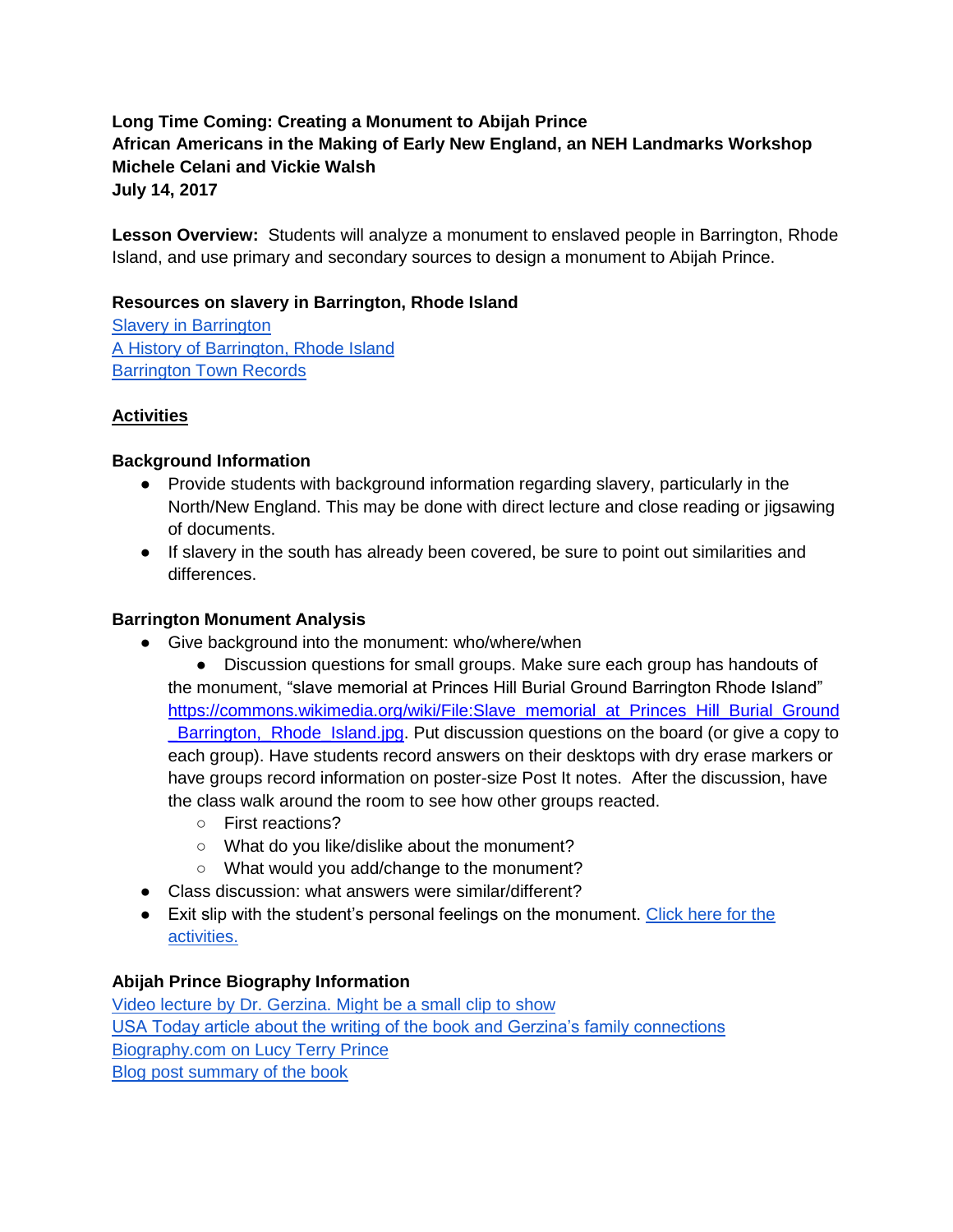**Long Time Coming: Creating a Monument to Abijah Prince**
**African Americans in the Making of Early New England, an NEH Landmarks Workshop**
**Michele Celani and Vickie Walsh**
**July 14, 2017**

**Lesson Overview:** Students will analyze a monument to enslaved people in Barrington, Rhode Island, and use primary and secondary sources to design a monument to Abijah Prince.

**Resources on slavery in Barrington, Rhode Island**

Slavery in Barrington
A History of Barrington, Rhode Island
Barrington Town Records

## Activities

### Background Information

- Provide students with background information regarding slavery, particularly in the North/New England. This may be done with direct lecture and close reading or jigsawing of documents.
- If slavery in the south has already been covered, be sure to point out similarities and differences.

### Barrington Monument Analysis

- Give background into the monument: who/where/when
  - Discussion questions for small groups. Make sure each group has handouts of the monument, "slave memorial at Princes Hill Burial Ground Barrington Rhode Island" https://commons.wikimedia.org/wiki/File:Slave_memorial_at_Princes_Hill_Burial_Ground_Barrington,_Rhode_Island.jpg. Put discussion questions on the board (or give a copy to each group). Have students record answers on their desktops with dry erase markers or have groups record information on poster-size Post It notes. After the discussion, have the class walk around the room to see how other groups reacted.
    - First reactions?
    - What do you like/dislike about the monument?
    - What would you add/change to the monument?
- Class discussion: what answers were similar/different?
- Exit slip with the student's personal feelings on the monument. Click here for the activities.

### Abijah Prince Biography Information

Video lecture by Dr. Gerzina. Might be a small clip to show
USA Today article about the writing of the book and Gerzina's family connections
Biography.com on Lucy Terry Prince
Blog post summary of the book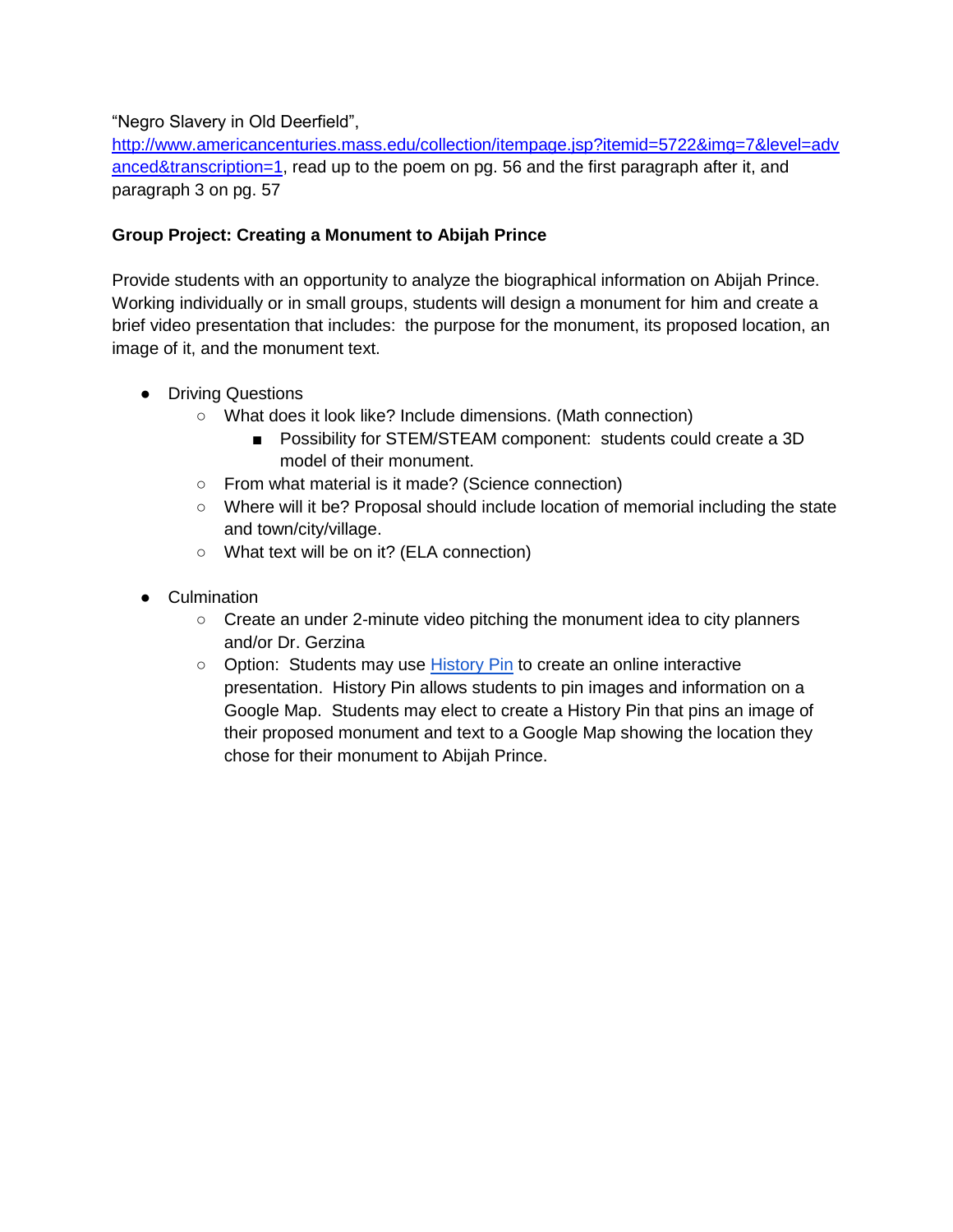"Negro Slavery in Old Deerfield", [http://www.americancenturies.mass.edu/collection/itempage.jsp?itemid=5722&img=7&level=advanced&transcription=1](http://www.americancenturies.mass.edu/collection/itempage.jsp?itemid=5722&img=7&level=advanced&transcription=1), read up to the poem on pg. 56 and the first paragraph after it, and paragraph 3 on pg. 57

**Group Project: Creating a Monument to Abijah Prince**

Provide students with an opportunity to analyze the biographical information on Abijah Prince. Working individually or in small groups, students will design a monument for him and create a brief video presentation that includes: the purpose for the monument, its proposed location, an image of it, and the monument text.

- Driving Questions
  - What does it look like? Include dimensions. (Math connection)
    - Possibility for STEM/STEAM component: students could create a 3D model of their monument.
  - From what material is it made? (Science connection)
  - Where will it be? Proposal should include location of memorial including the state and town/city/village.
  - What text will be on it? (ELA connection)

- Culmination
  - Create an under 2-minute video pitching the monument idea to city planners and/or Dr. Gerzina
  - Option: Students may use History Pin to create an online interactive presentation. History Pin allows students to pin images and information on a Google Map. Students may elect to create a History Pin that pins an image of their proposed monument and text to a Google Map showing the location they chose for their monument to Abijah Prince.